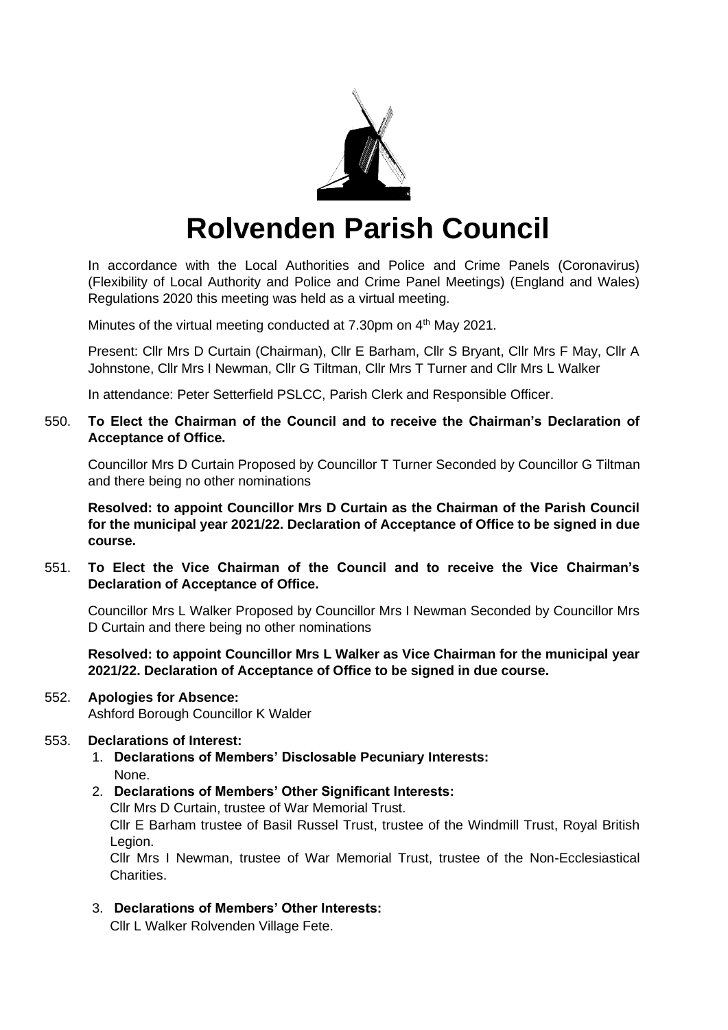# Rolvenden Parish Council

In accordance with the Local Authorities and Police and Crime Panels (Coronavirus) (Flexibility of Local Authority and Police and Crime Panel Meetings) (England and Wales) Regulations 2020 this meeting was held as a virtual meeting.

Minutes of the virtual meeting conducted at 7.30pm on 4th May 2021.

Present: Cllr Mrs D Curtain (Chairman), Cllr E Barham, Cllr S Bryant, Cllr Mrs F May, Cllr A Johnstone, Cllr Mrs I Newman, Cllr G Tiltman, Cllr Mrs T Turner and Cllr Mrs L Walker

In attendance: Peter Setterfield PSLCC, Parish Clerk and Responsible Officer.

550. **To Elect the Chairman of the Council and to receive the Chairman's Declaration of Acceptance of Office.**

Councillor Mrs D Curtain Proposed by Councillor T Turner Seconded by Councillor G Tiltman and there being no other nominations

**Resolved: to appoint Councillor Mrs D Curtain as the Chairman of the Parish Council for the municipal year 2021/22. Declaration of Acceptance of Office to be signed in due course.**

551. **To Elect the Vice Chairman of the Council and to receive the Vice Chairman's Declaration of Acceptance of Office.**

Councillor Mrs L Walker Proposed by Councillor Mrs I Newman Seconded by Councillor Mrs D Curtain and there being no other nominations

**Resolved: to appoint Councillor Mrs L Walker as Vice Chairman for the municipal year 2021/22. Declaration of Acceptance of Office to be signed in due course.**

552. **Apologies for Absence:**
Ashford Borough Councillor K Walder

553. **Declarations of Interest:**
1. **Declarations of Members' Disclosable Pecuniary Interests:**
   None.
2. **Declarations of Members' Other Significant Interests:**
   Cllr Mrs D Curtain, trustee of War Memorial Trust.
   Cllr E Barham trustee of Basil Russel Trust, trustee of the Windmill Trust, Royal British Legion.
   Cllr Mrs I Newman, trustee of War Memorial Trust, trustee of the Non-Ecclesiastical Charities.
3. **Declarations of Members' Other Interests:**
   Cllr L Walker Rolvenden Village Fete.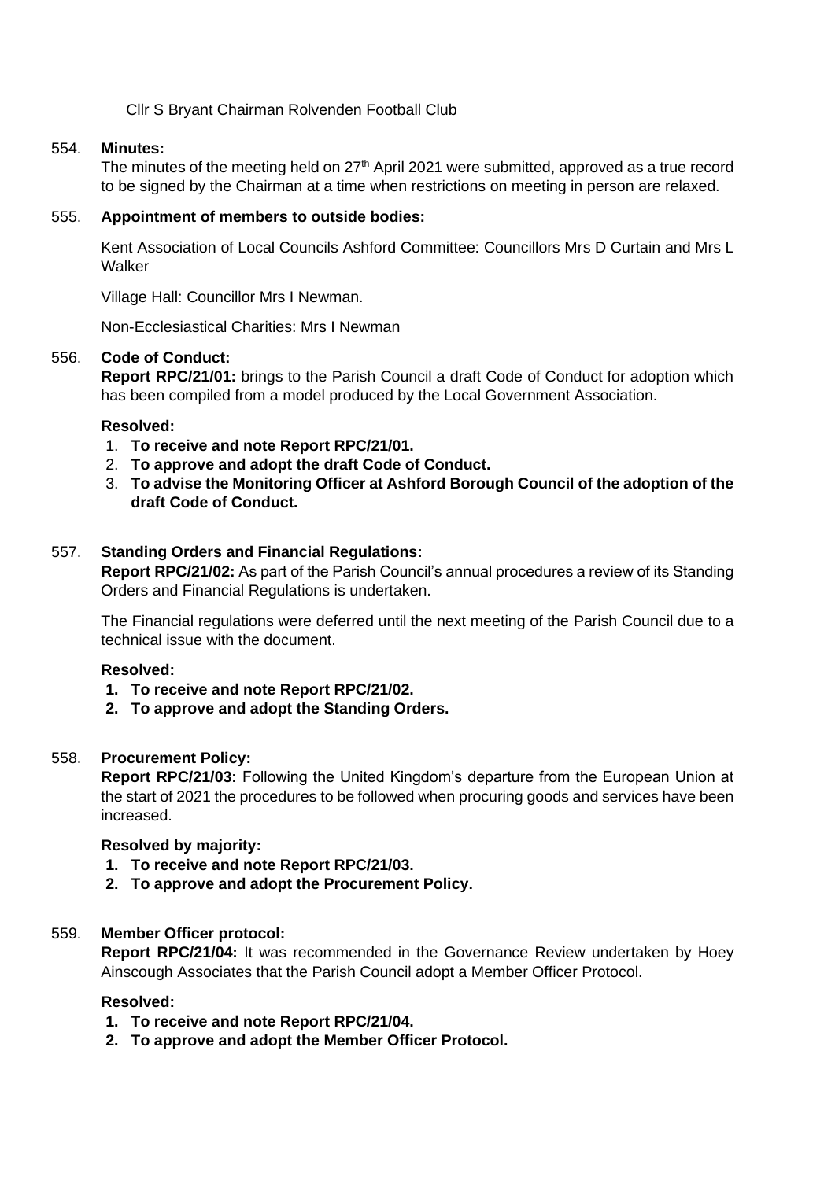Cllr S Bryant Chairman Rolvenden Football Club

554. **Minutes:**

The minutes of the meeting held on 27th April 2021 were submitted, approved as a true record to be signed by the Chairman at a time when restrictions on meeting in person are relaxed.

555. **Appointment of members to outside bodies:**

Kent Association of Local Councils Ashford Committee: Councillors Mrs D Curtain and Mrs L Walker

Village Hall: Councillor Mrs I Newman.

Non-Ecclesiastical Charities: Mrs I Newman

556. **Code of Conduct:**

**Report RPC/21/01:** brings to the Parish Council a draft Code of Conduct for adoption which has been compiled from a model produced by the Local Government Association.

**Resolved:**

1. **To receive and note Report RPC/21/01.**
2. **To approve and adopt the draft Code of Conduct.**
3. **To advise the Monitoring Officer at Ashford Borough Council of the adoption of the draft Code of Conduct.**

557. **Standing Orders and Financial Regulations:**

**Report RPC/21/02:** As part of the Parish Council's annual procedures a review of its Standing Orders and Financial Regulations is undertaken.

The Financial regulations were deferred until the next meeting of the Parish Council due to a technical issue with the document.

**Resolved:**

1. **To receive and note Report RPC/21/02.**
2. **To approve and adopt the Standing Orders.**

558. **Procurement Policy:**

**Report RPC/21/03:** Following the United Kingdom's departure from the European Union at the start of 2021 the procedures to be followed when procuring goods and services have been increased.

**Resolved by majority:**

1. **To receive and note Report RPC/21/03.**
2. **To approve and adopt the Procurement Policy.**

559. **Member Officer protocol:**

**Report RPC/21/04:** It was recommended in the Governance Review undertaken by Hoey Ainscough Associates that the Parish Council adopt a Member Officer Protocol.

**Resolved:**

1. **To receive and note Report RPC/21/04.**
2. **To approve and adopt the Member Officer Protocol.**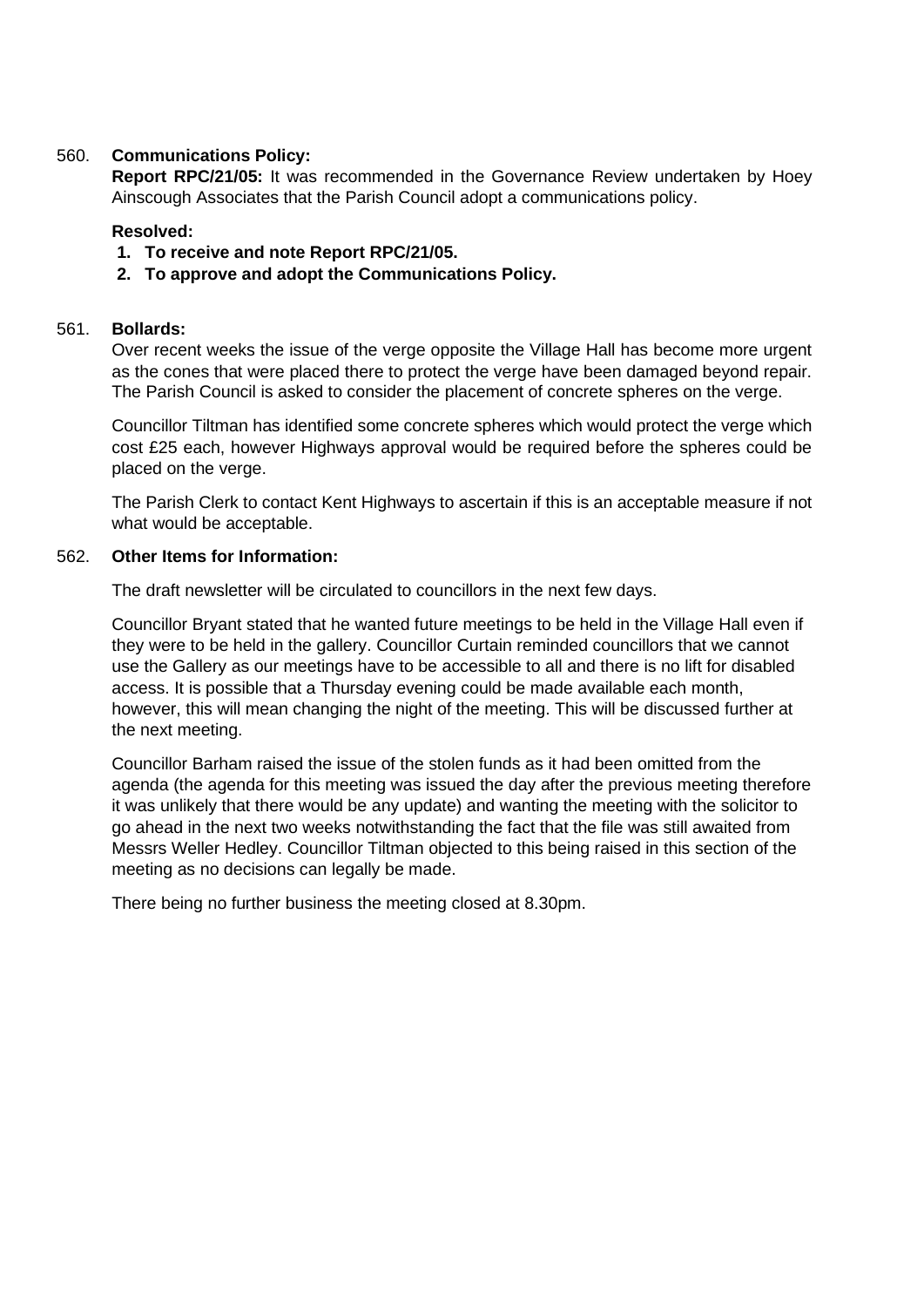560. **Communications Policy:**

**Report RPC/21/05:** It was recommended in the Governance Review undertaken by Hoey Ainscough Associates that the Parish Council adopt a communications policy.

**Resolved:**

1. **To receive and note Report RPC/21/05.**
2. **To approve and adopt the Communications Policy.**

561. **Bollards:**

Over recent weeks the issue of the verge opposite the Village Hall has become more urgent as the cones that were placed there to protect the verge have been damaged beyond repair. The Parish Council is asked to consider the placement of concrete spheres on the verge.

Councillor Tiltman has identified some concrete spheres which would protect the verge which cost £25 each, however Highways approval would be required before the spheres could be placed on the verge.

The Parish Clerk to contact Kent Highways to ascertain if this is an acceptable measure if not what would be acceptable.

562. **Other Items for Information:**

The draft newsletter will be circulated to councillors in the next few days.

Councillor Bryant stated that he wanted future meetings to be held in the Village Hall even if they were to be held in the gallery. Councillor Curtain reminded councillors that we cannot use the Gallery as our meetings have to be accessible to all and there is no lift for disabled access. It is possible that a Thursday evening could be made available each month, however, this will mean changing the night of the meeting. This will be discussed further at the next meeting.

Councillor Barham raised the issue of the stolen funds as it had been omitted from the agenda (the agenda for this meeting was issued the day after the previous meeting therefore it was unlikely that there would be any update) and wanting the meeting with the solicitor to go ahead in the next two weeks notwithstanding the fact that the file was still awaited from Messrs Weller Hedley. Councillor Tiltman objected to this being raised in this section of the meeting as no decisions can legally be made.

There being no further business the meeting closed at 8.30pm.